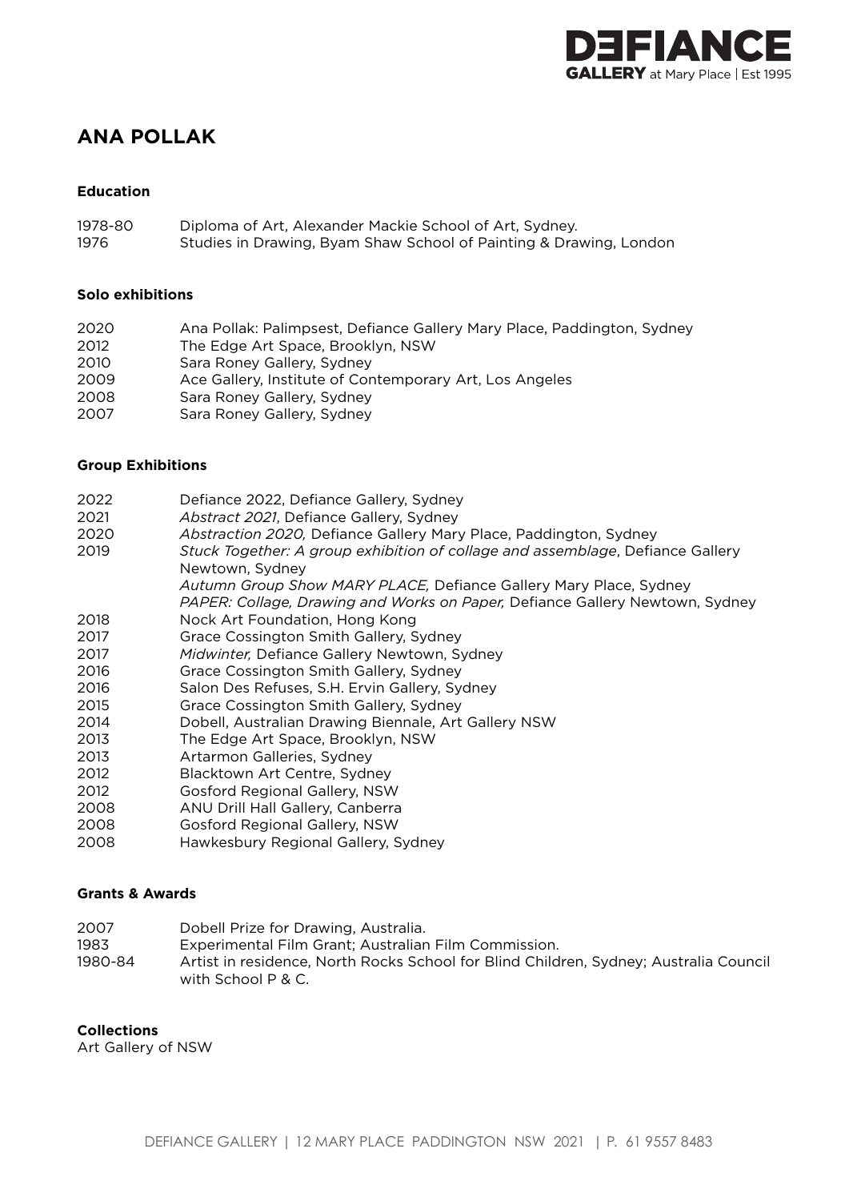DEFIANCE GALLERY at Mary Place | Est 1995

# ANA POLLAK

### Education

1978-80 Diploma of Art, Alexander Mackie School of Art, Sydney.
1976 Studies in Drawing, Byam Shaw School of Painting & Drawing, London

### Solo exhibitions

2020 Ana Pollak: Palimpsest, Defiance Gallery Mary Place, Paddington, Sydney
2012 The Edge Art Space, Brooklyn, NSW
2010 Sara Roney Gallery, Sydney
2009 Ace Gallery, Institute of Contemporary Art, Los Angeles
2008 Sara Roney Gallery, Sydney
2007 Sara Roney Gallery, Sydney

### Group Exhibitions

2022 Defiance 2022, Defiance Gallery, Sydney
2021 *Abstract 2021*, Defiance Gallery, Sydney
2020 *Abstraction 2020,* Defiance Gallery Mary Place, Paddington, Sydney
2019 *Stuck Together: A group exhibition of collage and assemblage*, Defiance Gallery Newtown, Sydney
*Autumn Group Show MARY PLACE,* Defiance Gallery Mary Place, Sydney
*PAPER: Collage, Drawing and Works on Paper,* Defiance Gallery Newtown, Sydney
2018 Nock Art Foundation, Hong Kong
2017 Grace Cossington Smith Gallery, Sydney
2017 *Midwinter,* Defiance Gallery Newtown, Sydney
2016 Grace Cossington Smith Gallery, Sydney
2016 Salon Des Refuses, S.H. Ervin Gallery, Sydney
2015 Grace Cossington Smith Gallery, Sydney
2014 Dobell, Australian Drawing Biennale, Art Gallery NSW
2013 The Edge Art Space, Brooklyn, NSW
2013 Artarmon Galleries, Sydney
2012 Blacktown Art Centre, Sydney
2012 Gosford Regional Gallery, NSW
2008 ANU Drill Hall Gallery, Canberra
2008 Gosford Regional Gallery, NSW
2008 Hawkesbury Regional Gallery, Sydney

### Grants & Awards

2007 Dobell Prize for Drawing, Australia.
1983 Experimental Film Grant; Australian Film Commission.
1980-84 Artist in residence, North Rocks School for Blind Children, Sydney; Australia Council with School P & C.

### Collections

Art Gallery of NSW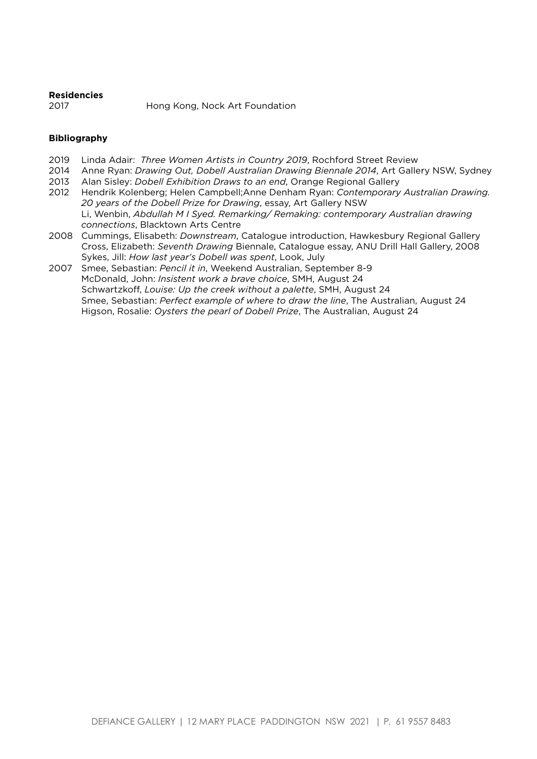**Residencies**

2017 Hong Kong, Nock Art Foundation

**Bibliography**

2019 Linda Adair: *Three Women Artists in Country 2019*, Rochford Street Review

2014 Anne Ryan: *Drawing Out, Dobell Australian Drawing Biennale 2014*, Art Gallery NSW, Sydney

2013 Alan Sisley: *Dobell Exhibition Draws to an end*, Orange Regional Gallery

2012 Hendrik Kolenberg; Helen Campbell;Anne Denham Ryan: *Contemporary Australian Drawing. 20 years of the Dobell Prize for Drawing*, essay, Art Gallery NSW
Li, Wenbin, *Abdullah M I Syed. Remarking/ Remaking: contemporary Australian drawing connections*, Blacktown Arts Centre

2008 Cummings, Elisabeth: *Downstream*, Catalogue introduction, Hawkesbury Regional Gallery
Cross, Elizabeth: *Seventh Drawing* Biennale, Catalogue essay, ANU Drill Hall Gallery, 2008
Sykes, Jill: *How last year's Dobell was spent*, Look, July

2007 Smee, Sebastian: *Pencil it in*, Weekend Australian, September 8-9
McDonald, John: *Insistent work a brave choice*, SMH, August 24
Schwartzkoff, *Louise: Up the creek without a palette*, SMH, August 24
Smee, Sebastian: *Perfect example of where to draw the line*, The Australian, August 24
Higson, Rosalie: *Oysters the pearl of Dobell Prize*, The Australian, August 24